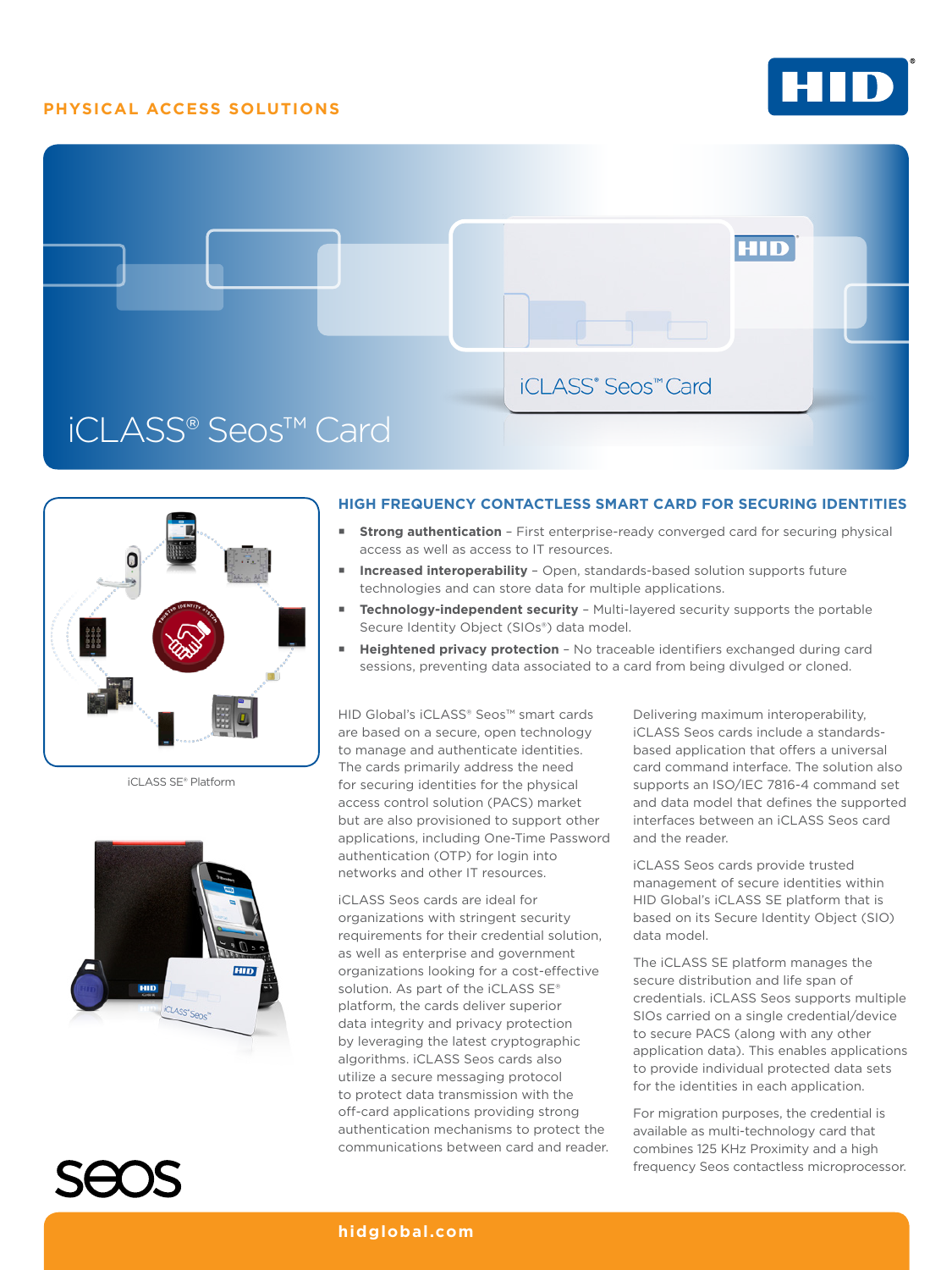PHYSICAL ACCESS SOLUTIONS

# iCLASS® Seos™ Card

iCLASS SE® Platform

## HIGH FREQUENCY CONTACTLESS SMART CARD FOR SECURING IDENTITIES

- **Strong authentication** – First enterprise-ready converged card for securing physical access as well as access to IT resources.
- **Increased interoperability** – Open, standards-based solution supports future technologies and can store data for multiple applications.
- **Technology-independent security** – Multi-layered security supports the portable Secure Identity Object (SIOs®) data model.
- **Heightened privacy protection** – No traceable identifiers exchanged during card sessions, preventing data associated to a card from being divulged or cloned.

HID Global's iCLASS® Seos™ smart cards are based on a secure, open technology to manage and authenticate identities. The cards primarily address the need for securing identities for the physical access control solution (PACS) market but are also provisioned to support other applications, including One-Time Password authentication (OTP) for login into networks and other IT resources.

iCLASS Seos cards are ideal for organizations with stringent security requirements for their credential solution, as well as enterprise and government organizations looking for a cost-effective solution. As part of the iCLASS SE® platform, the cards deliver superior data integrity and privacy protection by leveraging the latest cryptographic algorithms. iCLASS Seos cards also utilize a secure messaging protocol to protect data transmission with the off-card applications providing strong authentication mechanisms to protect the communications between card and reader.

Delivering maximum interoperability, iCLASS Seos cards include a standards-based application that offers a universal card command interface. The solution also supports an ISO/IEC 7816-4 command set and data model that defines the supported interfaces between an iCLASS Seos card and the reader.

iCLASS Seos cards provide trusted management of secure identities within HID Global's iCLASS SE platform that is based on its Secure Identity Object (SIO) data model.

The iCLASS SE platform manages the secure distribution and life span of credentials. iCLASS Seos supports multiple SIOs carried on a single credential/device to secure PACS (along with any other application data). This enables applications to provide individual protected data sets for the identities in each application.

For migration purposes, the credential is available as multi-technology card that combines 125 KHz Proximity and a high frequency Seos contactless microprocessor.

hidglobal.com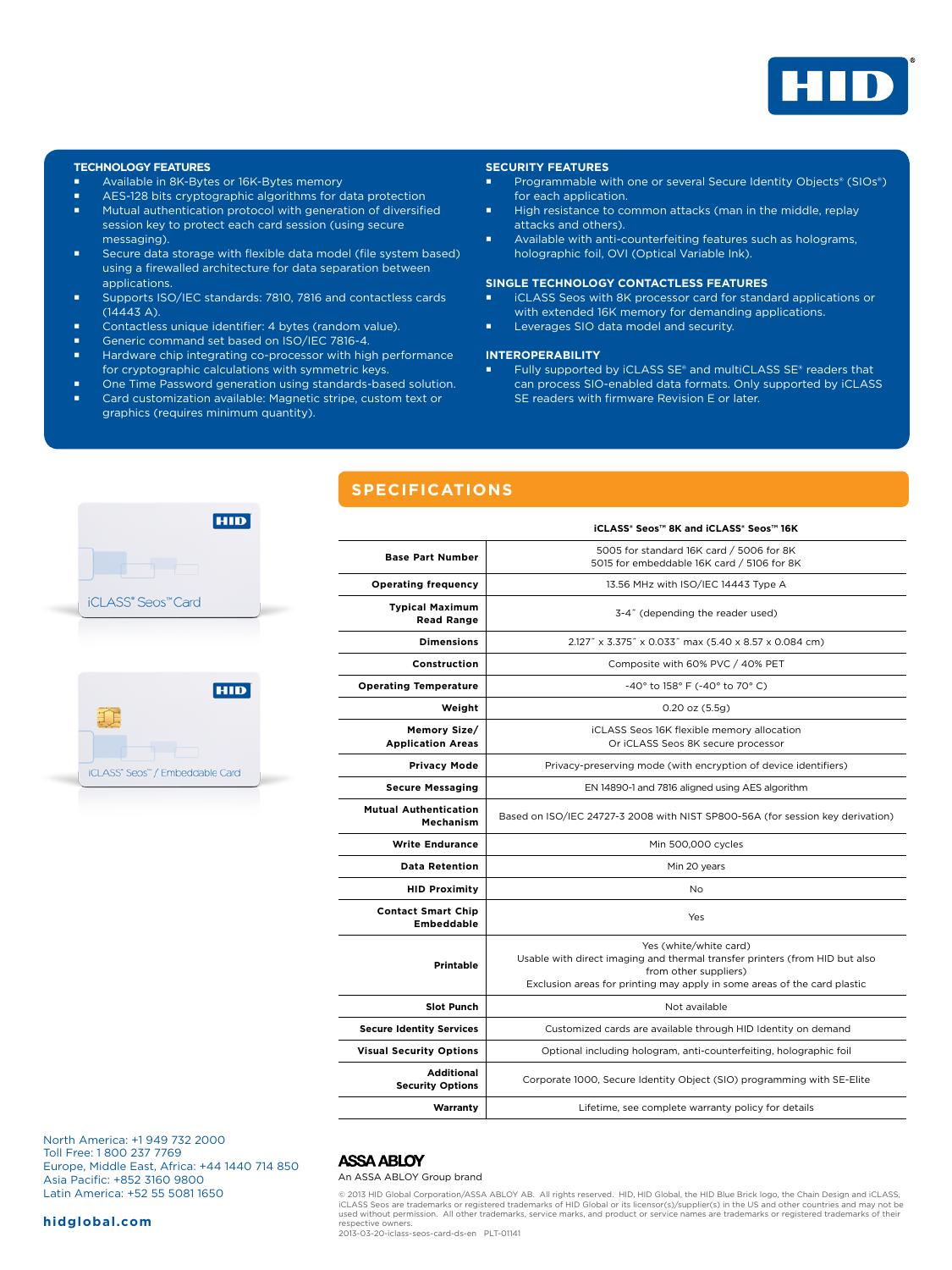### TECHNOLOGY FEATURES

- Available in 8K-Bytes or 16K-Bytes memory
- AES-128 bits cryptographic algorithms for data protection
- Mutual authentication protocol with generation of diversified session key to protect each card session (using secure messaging).
- Secure data storage with flexible data model (file system based) using a firewalled architecture for data separation between applications.
- Supports ISO/IEC standards: 7810, 7816 and contactless cards (14443 A).
- Contactless unique identifier: 4 bytes (random value).
- Generic command set based on ISO/IEC 7816-4.
- Hardware chip integrating co-processor with high performance for cryptographic calculations with symmetric keys.
- One Time Password generation using standards-based solution.
- Card customization available: Magnetic stripe, custom text or graphics (requires minimum quantity).

### SECURITY FEATURES

- Programmable with one or several Secure Identity Objects® (SIOs®) for each application.
- High resistance to common attacks (man in the middle, replay attacks and others).
- Available with anti-counterfeiting features such as holograms, holographic foil, OVI (Optical Variable Ink).

### SINGLE TECHNOLOGY CONTACTLESS FEATURES

- iCLASS Seos with 8K processor card for standard applications or with extended 16K memory for demanding applications.
- Leverages SIO data model and security.

### INTEROPERABILITY

- Fully supported by iCLASS SE® and multiCLASS SE® readers that can process SIO-enabled data formats. Only supported by iCLASS SE readers with firmware Revision E or later.

iCLASS® Seos™ Card

iCLASS® Seos™ / Embeddable Card

## SPECIFICATIONS

| | iCLASS® Seos™ 8K and iCLASS® Seos™ 16K |
|---|---|
| **Base Part Number** | 5005 for standard 16K card / 5006 for 8K<br>5015 for embeddable 16K card / 5106 for 8K |
| **Operating frequency** | 13.56 MHz with ISO/IEC 14443 Type A |
| **Typical Maximum Read Range** | 3-4˝ (depending the reader used) |
| **Dimensions** | 2.127˝ x 3.375˝ x 0.033˝ max (5.40 x 8.57 x 0.084 cm) |
| **Construction** | Composite with 60% PVC / 40% PET |
| **Operating Temperature** | -40° to 158° F (-40° to 70° C) |
| **Weight** | 0.20 oz (5.5g) |
| **Memory Size/ Application Areas** | iCLASS Seos 16K flexible memory allocation<br>Or iCLASS Seos 8K secure processor |
| **Privacy Mode** | Privacy-preserving mode (with encryption of device identifiers) |
| **Secure Messaging** | EN 14890-1 and 7816 aligned using AES algorithm |
| **Mutual Authentication Mechanism** | Based on ISO/IEC 24727-3 2008 with NIST SP800-56A (for session key derivation) |
| **Write Endurance** | Min 500,000 cycles |
| **Data Retention** | Min 20 years |
| **HID Proximity** | No |
| **Contact Smart Chip Embeddable** | Yes |
| **Printable** | Yes (white/white card)<br>Usable with direct imaging and thermal transfer printers (from HID but also from other suppliers)<br>Exclusion areas for printing may apply in some areas of the card plastic |
| **Slot Punch** | Not available |
| **Secure Identity Services** | Customized cards are available through HID Identity on demand |
| **Visual Security Options** | Optional including hologram, anti-counterfeiting, holographic foil |
| **Additional Security Options** | Corporate 1000, Secure Identity Object (SIO) programming with SE-Elite |
| **Warranty** | Lifetime, see complete warranty policy for details |

North America: +1 949 732 2000
Toll Free: 1 800 237 7769
Europe, Middle East, Africa: +44 1440 714 850
Asia Pacific: +852 3160 9800
Latin America: +52 55 5081 1650

**hidglobal.com**

ASSA ABLOY
An ASSA ABLOY Group brand

© 2013 HID Global Corporation/ASSA ABLOY AB. All rights reserved. HID, HID Global, the HID Blue Brick logo, the Chain Design and iCLASS, iCLASS Seos are trademarks or registered trademarks of HID Global or its licensor(s)/supplier(s) in the US and other countries and may not be used without permission. All other trademarks, service marks, and product or service names are trademarks or registered trademarks of their respective owners.
2013-03-20-iclass-seos-card-ds-en PLT-01141